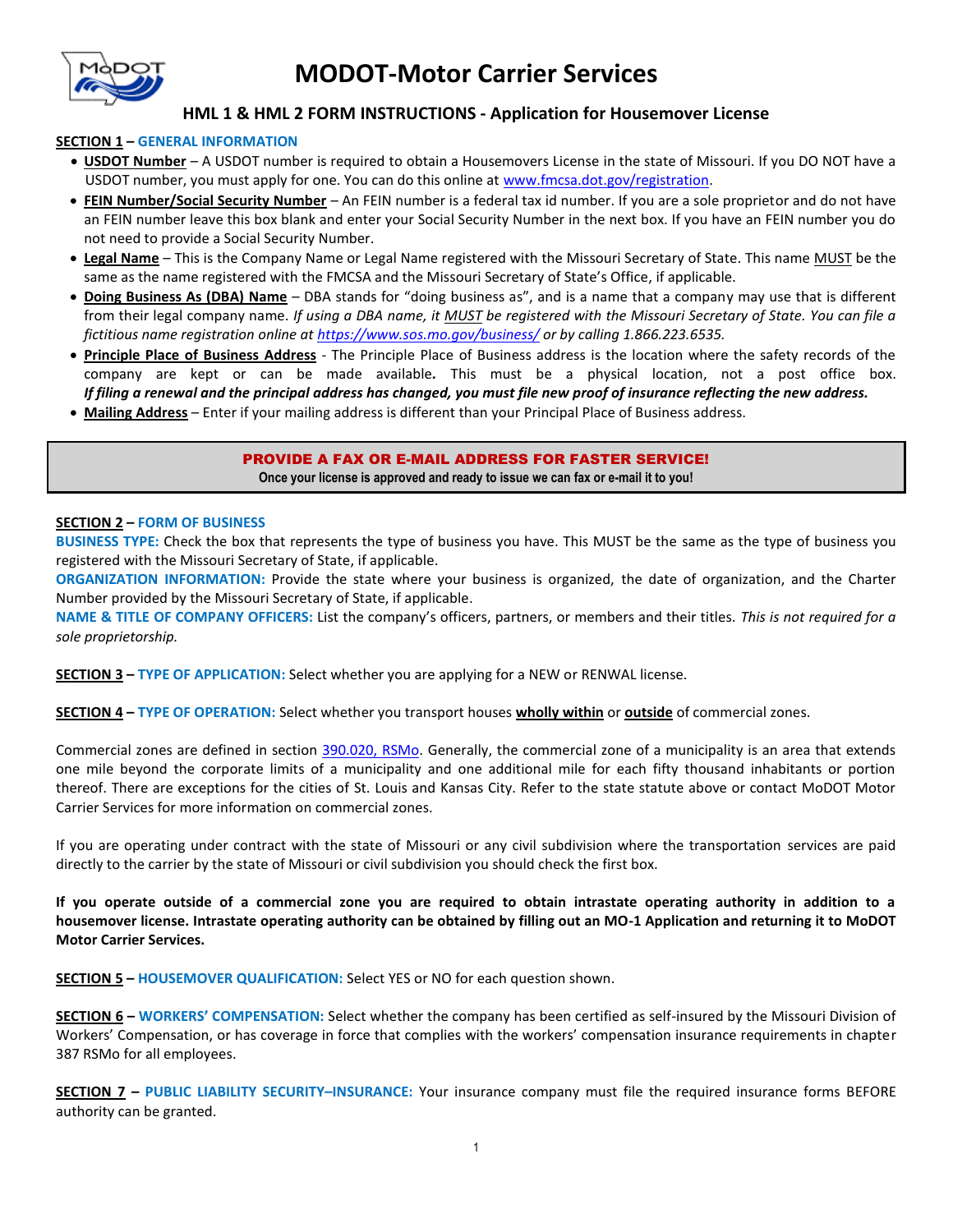# MODOT-Motor Carrier Services

## HML 1 & HML 2 FORM INSTRUCTIONS - Application for Housemover License

**SECTION 1 – GENERAL INFORMATION**

- **USDOT Number** – A USDOT number is required to obtain a Housemovers License in the state of Missouri. If you DO NOT have a USDOT number, you must apply for one. You can do this online at www.fmcsa.dot.gov/registration.
- **FEIN Number/Social Security Number** – An FEIN number is a federal tax id number. If you are a sole proprietor and do not have an FEIN number leave this box blank and enter your Social Security Number in the next box. If you have an FEIN number you do not need to provide a Social Security Number.
- **Legal Name** – This is the Company Name or Legal Name registered with the Missouri Secretary of State. This name MUST be the same as the name registered with the FMCSA and the Missouri Secretary of State's Office, if applicable.
- **Doing Business As (DBA) Name** – DBA stands for "doing business as", and is a name that a company may use that is different from their legal company name. *If using a DBA name, it MUST be registered with the Missouri Secretary of State. You can file a fictitious name registration online at https://www.sos.mo.gov/business/ or by calling 1.866.223.6535.*
- **Principle Place of Business Address** - The Principle Place of Business address is the location where the safety records of the company are kept or can be made available. This must be a physical location, not a post office box. ***If filing a renewal and the principal address has changed, you must file new proof of insurance reflecting the new address.***
- **Mailing Address** – Enter if your mailing address is different than your Principal Place of Business address.

> **PROVIDE A FAX OR E-MAIL ADDRESS FOR FASTER SERVICE!**
> **Once your license is approved and ready to issue we can fax or e-mail it to you!**

**SECTION 2 – FORM OF BUSINESS**

**BUSINESS TYPE:** Check the box that represents the type of business you have. This MUST be the same as the type of business you registered with the Missouri Secretary of State, if applicable.

**ORGANIZATION INFORMATION:** Provide the state where your business is organized, the date of organization, and the Charter Number provided by the Missouri Secretary of State, if applicable.

**NAME & TITLE OF COMPANY OFFICERS:** List the company's officers, partners, or members and their titles. *This is not required for a sole proprietorship.*

**SECTION 3 – TYPE OF APPLICATION:** Select whether you are applying for a NEW or RENWAL license.

**SECTION 4 – TYPE OF OPERATION:** Select whether you transport houses **wholly within** or **outside** of commercial zones.

Commercial zones are defined in section 390.020, RSMo. Generally, the commercial zone of a municipality is an area that extends one mile beyond the corporate limits of a municipality and one additional mile for each fifty thousand inhabitants or portion thereof. There are exceptions for the cities of St. Louis and Kansas City. Refer to the state statute above or contact MoDOT Motor Carrier Services for more information on commercial zones.

If you are operating under contract with the state of Missouri or any civil subdivision where the transportation services are paid directly to the carrier by the state of Missouri or civil subdivision you should check the first box.

**If you operate outside of a commercial zone you are required to obtain intrastate operating authority in addition to a housemover license. Intrastate operating authority can be obtained by filling out an MO-1 Application and returning it to MoDOT Motor Carrier Services.**

**SECTION 5 – HOUSEMOVER QUALIFICATION:** Select YES or NO for each question shown.

**SECTION 6 – WORKERS' COMPENSATION:** Select whether the company has been certified as self-insured by the Missouri Division of Workers' Compensation, or has coverage in force that complies with the workers' compensation insurance requirements in chapter 387 RSMo for all employees.

**SECTION 7 – PUBLIC LIABILITY SECURITY–INSURANCE:** Your insurance company must file the required insurance forms BEFORE authority can be granted.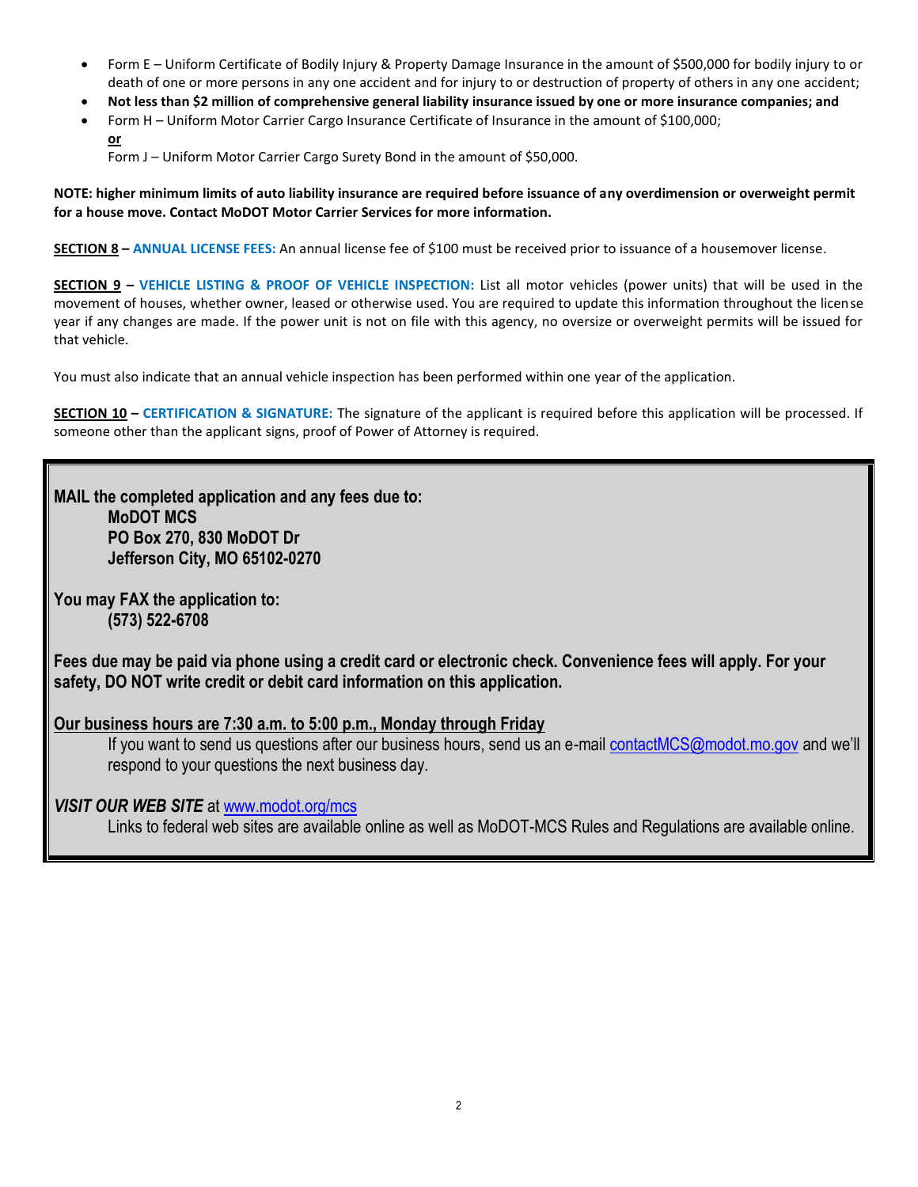- Form E – Uniform Certificate of Bodily Injury & Property Damage Insurance in the amount of $500,000 for bodily injury to or death of one or more persons in any one accident and for injury to or destruction of property of others in any one accident;
- **Not less than $2 million of comprehensive general liability insurance issued by one or more insurance companies; and**
- Form H – Uniform Motor Carrier Cargo Insurance Certificate of Insurance in the amount of $100,000;
  **or**
  Form J – Uniform Motor Carrier Cargo Surety Bond in the amount of $50,000.

**NOTE: higher minimum limits of auto liability insurance are required before issuance of any overdimension or overweight permit for a house move. Contact MoDOT Motor Carrier Services for more information.**

**SECTION 8 – ANNUAL LICENSE FEES:** An annual license fee of $100 must be received prior to issuance of a housemover license.

**SECTION 9 – VEHICLE LISTING & PROOF OF VEHICLE INSPECTION:** List all motor vehicles (power units) that will be used in the movement of houses, whether owner, leased or otherwise used. You are required to update this information throughout the license year if any changes are made. If the power unit is not on file with this agency, no oversize or overweight permits will be issued for that vehicle.

You must also indicate that an annual vehicle inspection has been performed within one year of the application.

**SECTION 10 – CERTIFICATION & SIGNATURE:** The signature of the applicant is required before this application will be processed. If someone other than the applicant signs, proof of Power of Attorney is required.

**MAIL the completed application and any fees due to:**
**MoDOT MCS**
**PO Box 270, 830 MoDOT Dr**
**Jefferson City, MO 65102-0270**

**You may FAX the application to:**
**(573) 522-6708**

**Fees due may be paid via phone using a credit card or electronic check. Convenience fees will apply. For your safety, DO NOT write credit or debit card information on this application.**

**Our business hours are 7:30 a.m. to 5:00 p.m., Monday through Friday**
If you want to send us questions after our business hours, send us an e-mail contactMCS@modot.mo.gov and we'll respond to your questions the next business day.

***VISIT OUR WEB SITE*** at www.modot.org/mcs
Links to federal web sites are available online as well as MoDOT-MCS Rules and Regulations are available online.